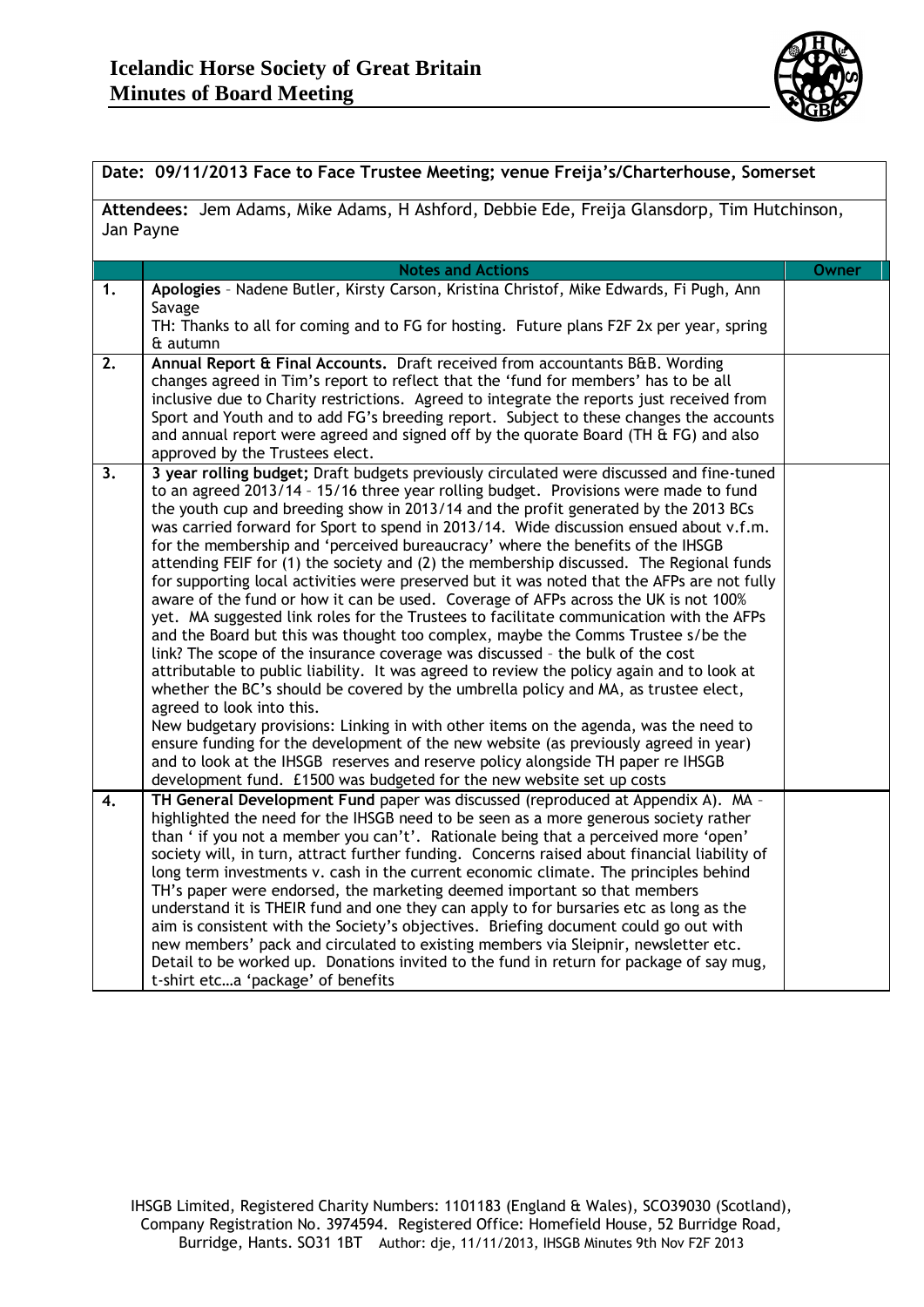# Icelandic Horse Society of Great Britain
## Minutes of Board Meeting

**Date: 09/11/2013 Face to Face Trustee Meeting; venue Freija's/Charterhouse, Somerset**

**Attendees:** Jem Adams, Mike Adams, H Ashford, Debbie Ede, Freija Glansdorp, Tim Hutchinson, Jan Payne

| | Notes and Actions | Owner |
|---|---|---|
| 1. | **Apologies** - Nadene Butler, Kirsty Carson, Kristina Christof, Mike Edwards, Fi Pugh, Ann Savage<br>TH: Thanks to all for coming and to FG for hosting. Future plans F2F 2x per year, spring & autumn | |
| 2. | **Annual Report & Final Accounts.** Draft received from accountants B&B. Wording changes agreed in Tim's report to reflect that the 'fund for members' has to be all inclusive due to Charity restrictions. Agreed to integrate the reports just received from Sport and Youth and to add FG's breeding report. Subject to these changes the accounts and annual report were agreed and signed off by the quorate Board (TH & FG) and also approved by the Trustees elect. | |
| 3. | **3 year rolling budget;** Draft budgets previously circulated were discussed and fine-tuned to an agreed 2013/14 – 15/16 three year rolling budget. Provisions were made to fund the youth cup and breeding show in 2013/14 and the profit generated by the 2013 BCs was carried forward for Sport to spend in 2013/14. Wide discussion ensued about v.f.m. for the membership and 'perceived bureaucracy' where the benefits of the IHSGB attending FEIF for (1) the society and (2) the membership discussed. The Regional funds for supporting local activities were preserved but it was noted that the AFPs are not fully aware of the fund or how it can be used. Coverage of AFPs across the UK is not 100% yet. MA suggested link roles for the Trustees to facilitate communication with the AFPs and the Board but this was thought too complex, maybe the Comms Trustee s/be the link? The scope of the insurance coverage was discussed – the bulk of the cost attributable to public liability. It was agreed to review the policy again and to look at whether the BC's should be covered by the umbrella policy and MA, as trustee elect, agreed to look into this.<br>New budgetary provisions: Linking in with other items on the agenda, was the need to ensure funding for the development of the new website (as previously agreed in year) and to look at the IHSGB reserves and reserve policy alongside TH paper re IHSGB development fund. £1500 was budgeted for the new website set up costs | |
| 4. | **TH General Development Fund** paper was discussed (reproduced at Appendix A). MA – highlighted the need for the IHSGB need to be seen as a more generous society rather than ' if you not a member you can't'. Rationale being that a perceived more 'open' society will, in turn, attract further funding. Concerns raised about financial liability of long term investments v. cash in the current economic climate. The principles behind TH's paper were endorsed, the marketing deemed important so that members understand it is THEIR fund and one they can apply to for bursaries etc as long as the aim is consistent with the Society's objectives. Briefing document could go out with new members' pack and circulated to existing members via Sleipnir, newsletter etc. Detail to be worked up. Donations invited to the fund in return for package of say mug, t-shirt etc…a 'package' of benefits | |

IHSGB Limited, Registered Charity Numbers: 1101183 (England & Wales), SCO39030 (Scotland), Company Registration No. 3974594. Registered Office: Homefield House, 52 Burridge Road, Burridge, Hants. SO31 1BT Author: dje, 11/11/2013, IHSGB Minutes 9th Nov F2F 2013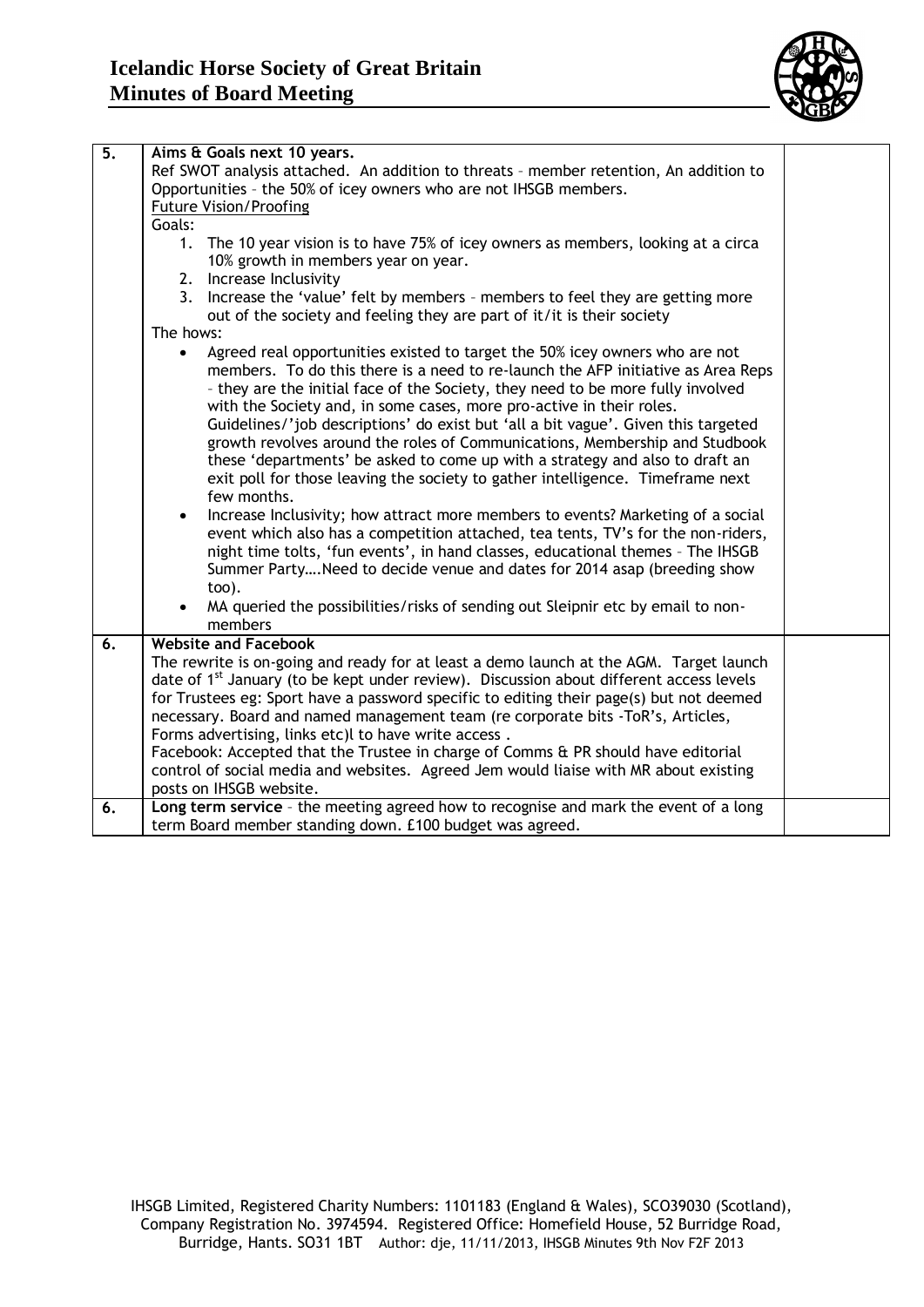| 5. | **Aims & Goals next 10 years.**<br>Ref SWOT analysis attached. An addition to threats – member retention, An addition to Opportunities – the 50% of icey owners who are not IHSGB members.<br>Future Vision/Proofing<br>Goals:<br>1. The 10 year vision is to have 75% of icey owners as members, looking at a circa 10% growth in members year on year.<br>2. Increase Inclusivity<br>3. Increase the 'value' felt by members – members to feel they are getting more out of the society and feeling they are part of it/it is their society<br>The hows:<br>• Agreed real opportunities existed to target the 50% icey owners who are not members. To do this there is a need to re-launch the AFP initiative as Area Reps – they are the initial face of the Society, they need to be more fully involved with the Society and, in some cases, more pro-active in their roles. Guidelines/'job descriptions' do exist but 'all a bit vague'. Given this targeted growth revolves around the roles of Communications, Membership and Studbook these 'departments' be asked to come up with a strategy and also to draft an exit poll for those leaving the society to gather intelligence. Timeframe next few months.<br>• Increase Inclusivity; how attract more members to events? Marketing of a social event which also has a competition attached, tea tents, TV's for the non-riders, night time tolts, 'fun events', in hand classes, educational themes – The IHSGB Summer Party….Need to decide venue and dates for 2014 asap (breeding show too).<br>• MA queried the possibilities/risks of sending out Sleipnir etc by email to non-members | |
|---|---|---|
| 6. | **Website and Facebook**<br>The rewrite is on-going and ready for at least a demo launch at the AGM. Target launch date of 1st January (to be kept under review). Discussion about different access levels for Trustees eg: Sport have a password specific to editing their page(s) but not deemed necessary. Board and named management team (re corporate bits -ToR's, Articles, Forms advertising, links etc)l to have write access .<br>Facebook: Accepted that the Trustee in charge of Comms & PR should have editorial control of social media and websites. Agreed Jem would liaise with MR about existing posts on IHSGB website. | |
| 6. | **Long term service** – the meeting agreed how to recognise and mark the event of a long term Board member standing down. £100 budget was agreed. | |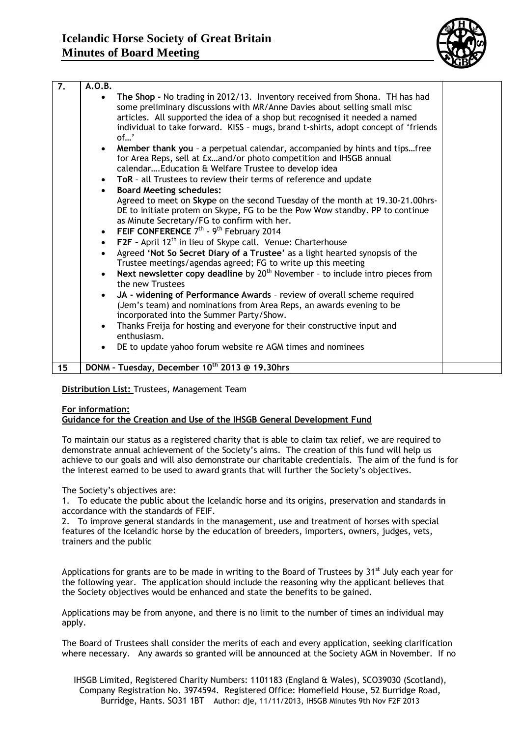| 7. | A.O.B. | |
|---|---|---|
| | • **The Shop -** No trading in 2012/13. Inventory received from Shona. TH has had some preliminary discussions with MR/Anne Davies about selling small misc articles. All supported the idea of a shop but recognised it needed a named individual to take forward. KISS – mugs, brand t-shirts, adopt concept of 'friends of…'<br>• **Member thank you** – a perpetual calendar, accompanied by hints and tips…free for Area Reps, sell at £x…and/or photo competition and IHSGB annual calendar….Education & Welfare Trustee to develop idea<br>• **ToR** – all Trustees to review their terms of reference and update<br>• **Board Meeting schedules:**<br>Agreed to meet on **Skyp**e on the second Tuesday of the month at 19.30-21.00hrs- DE to initiate protem on Skype, FG to be the Pow Wow standby. PP to continue as Minute Secretary/FG to confirm with her.<br>• **FEIF CONFERENCE** 7th - 9th February 2014<br>• **F2F -** April 12th in lieu of Skype call. Venue: Charterhouse<br>• Agreed **'Not So Secret Diary of a Trustee'** as a light hearted synopsis of the Trustee meetings/agendas agreed; FG to write up this meeting<br>• **Next newsletter copy deadline** by 20th November – to include intro pieces from the new Trustees<br>• **JA - widening of Performance Awards** – review of overall scheme required (Jem's team) and nominations from Area Reps, an awards evening to be incorporated into the Summer Party/Show.<br>• Thanks Freija for hosting and everyone for their constructive input and enthusiasm.<br>• DE to update yahoo forum website re AGM times and nominees | |
| 15 | **DONM – Tuesday, December 10th 2013 @ 19.30hrs** | |

**Distribution List:** Trustees, Management Team

**For information:**
**Guidance for the Creation and Use of the IHSGB General Development Fund**

To maintain our status as a registered charity that is able to claim tax relief, we are required to demonstrate annual achievement of the Society's aims. The creation of this fund will help us achieve to our goals and will also demonstrate our charitable credentials. The aim of the fund is for the interest earned to be used to award grants that will further the Society's objectives.

The Society's objectives are:

1. To educate the public about the Icelandic horse and its origins, preservation and standards in accordance with the standards of FEIF.
2. To improve general standards in the management, use and treatment of horses with special features of the Icelandic horse by the education of breeders, importers, owners, judges, vets, trainers and the public

Applications for grants are to be made in writing to the Board of Trustees by 31st July each year for the following year. The application should include the reasoning why the applicant believes that the Society objectives would be enhanced and state the benefits to be gained.

Applications may be from anyone, and there is no limit to the number of times an individual may apply.

The Board of Trustees shall consider the merits of each and every application, seeking clarification where necessary. Any awards so granted will be announced at the Society AGM in November. If no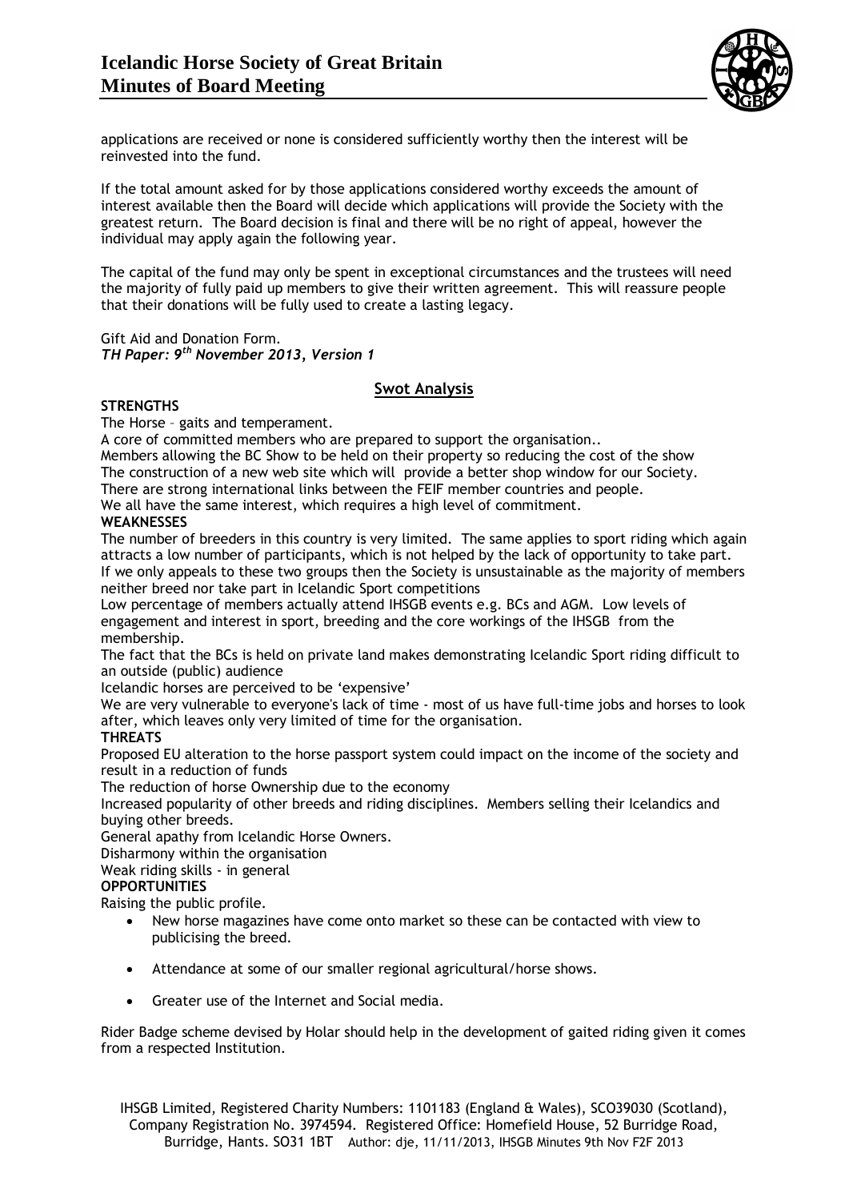applications are received or none is considered sufficiently worthy then the interest will be reinvested into the fund.

If the total amount asked for by those applications considered worthy exceeds the amount of interest available then the Board will decide which applications will provide the Society with the greatest return. The Board decision is final and there will be no right of appeal, however the individual may apply again the following year.

The capital of the fund may only be spent in exceptional circumstances and the trustees will need the majority of fully paid up members to give their written agreement. This will reassure people that their donations will be fully used to create a lasting legacy.

Gift Aid and Donation Form.
***TH Paper: 9th November 2013, Version 1***

## Swot Analysis

**STRENGTHS**

The Horse – gaits and temperament.
A core of committed members who are prepared to support the organisation..
Members allowing the BC Show to be held on their property so reducing the cost of the show
The construction of a new web site which will provide a better shop window for our Society.
There are strong international links between the FEIF member countries and people.
We all have the same interest, which requires a high level of commitment.

**WEAKNESSES**

The number of breeders in this country is very limited. The same applies to sport riding which again attracts a low number of participants, which is not helped by the lack of opportunity to take part.
If we only appeals to these two groups then the Society is unsustainable as the majority of members neither breed nor take part in Icelandic Sport competitions
Low percentage of members actually attend IHSGB events e.g. BCs and AGM. Low levels of engagement and interest in sport, breeding and the core workings of the IHSGB from the membership.
The fact that the BCs is held on private land makes demonstrating Icelandic Sport riding difficult to an outside (public) audience
Icelandic horses are perceived to be 'expensive'
We are very vulnerable to everyone's lack of time - most of us have full-time jobs and horses to look after, which leaves only very limited of time for the organisation.

**THREATS**

Proposed EU alteration to the horse passport system could impact on the income of the society and result in a reduction of funds
The reduction of horse Ownership due to the economy
Increased popularity of other breeds and riding disciplines. Members selling their Icelandics and buying other breeds.
General apathy from Icelandic Horse Owners.
Disharmony within the organisation
Weak riding skills - in general

**OPPORTUNITIES**

Raising the public profile.

- New horse magazines have come onto market so these can be contacted with view to publicising the breed.
- Attendance at some of our smaller regional agricultural/horse shows.
- Greater use of the Internet and Social media.

Rider Badge scheme devised by Holar should help in the development of gaited riding given it comes from a respected Institution.